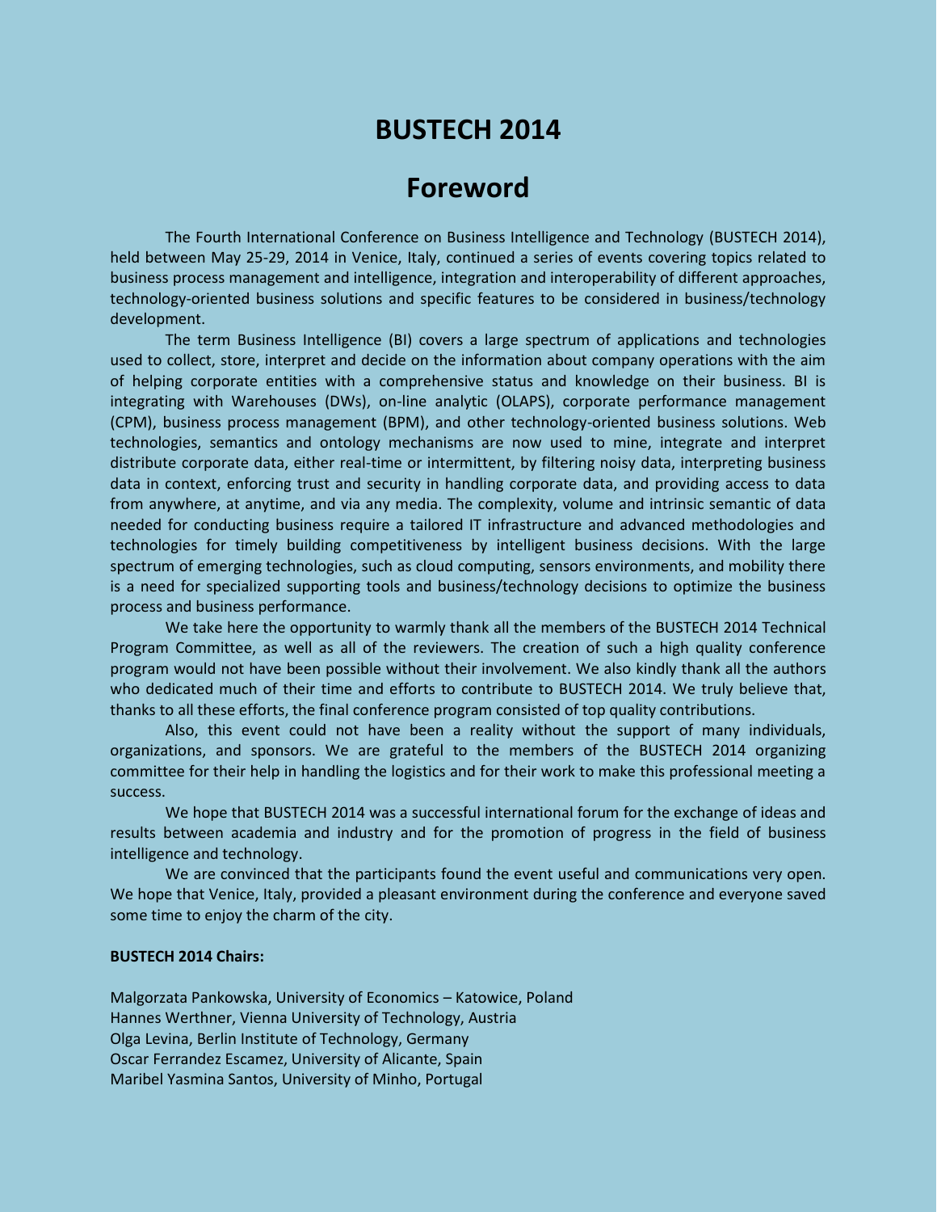# BUSTECH 2014

## Foreword

The Fourth International Conference on Business Intelligence and Technology (BUSTECH 2014), held between May 25-29, 2014 in Venice, Italy, continued a series of events covering topics related to business process management and intelligence, integration and interoperability of different approaches, technology-oriented business solutions and specific features to be considered in business/technology development.

The term Business Intelligence (BI) covers a large spectrum of applications and technologies used to collect, store, interpret and decide on the information about company operations with the aim of helping corporate entities with a comprehensive status and knowledge on their business. BI is integrating with Warehouses (DWs), on-line analytic (OLAPS), corporate performance management (CPM), business process management (BPM), and other technology-oriented business solutions. Web technologies, semantics and ontology mechanisms are now used to mine, integrate and interpret distribute corporate data, either real-time or intermittent, by filtering noisy data, interpreting business data in context, enforcing trust and security in handling corporate data, and providing access to data from anywhere, at anytime, and via any media. The complexity, volume and intrinsic semantic of data needed for conducting business require a tailored IT infrastructure and advanced methodologies and technologies for timely building competitiveness by intelligent business decisions. With the large spectrum of emerging technologies, such as cloud computing, sensors environments, and mobility there is a need for specialized supporting tools and business/technology decisions to optimize the business process and business performance.

We take here the opportunity to warmly thank all the members of the BUSTECH 2014 Technical Program Committee, as well as all of the reviewers. The creation of such a high quality conference program would not have been possible without their involvement. We also kindly thank all the authors who dedicated much of their time and efforts to contribute to BUSTECH 2014. We truly believe that, thanks to all these efforts, the final conference program consisted of top quality contributions.

Also, this event could not have been a reality without the support of many individuals, organizations, and sponsors. We are grateful to the members of the BUSTECH 2014 organizing committee for their help in handling the logistics and for their work to make this professional meeting a success.

We hope that BUSTECH 2014 was a successful international forum for the exchange of ideas and results between academia and industry and for the promotion of progress in the field of business intelligence and technology.

We are convinced that the participants found the event useful and communications very open. We hope that Venice, Italy, provided a pleasant environment during the conference and everyone saved some time to enjoy the charm of the city.

**BUSTECH 2014 Chairs:**

Malgorzata Pankowska, University of Economics – Katowice, Poland
Hannes Werthner, Vienna University of Technology, Austria
Olga Levina, Berlin Institute of Technology, Germany
Oscar Ferrandez Escamez, University of Alicante, Spain
Maribel Yasmina Santos, University of Minho, Portugal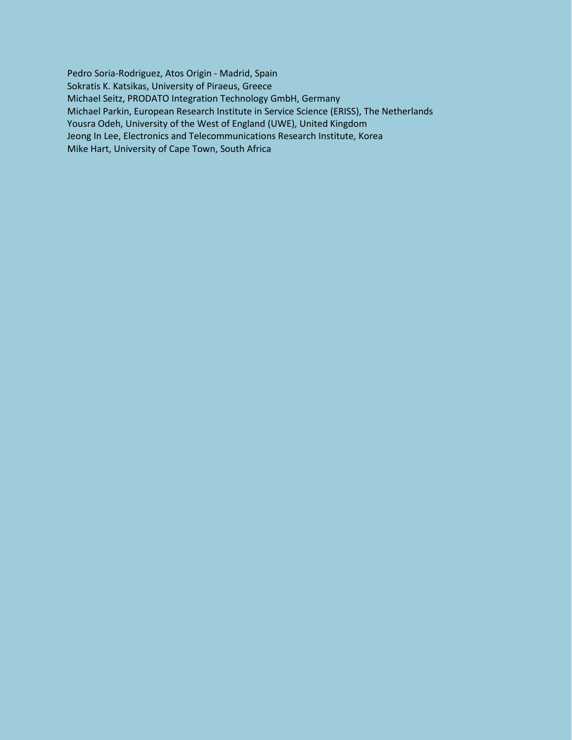Pedro Soria-Rodriguez, Atos Origin - Madrid, Spain
Sokratis K. Katsikas, University of Piraeus, Greece
Michael Seitz, PRODATO Integration Technology GmbH, Germany
Michael Parkin, European Research Institute in Service Science (ERISS), The Netherlands
Yousra Odeh, University of the West of England (UWE), United Kingdom
Jeong In Lee, Electronics and Telecommunications Research Institute, Korea
Mike Hart, University of Cape Town, South Africa